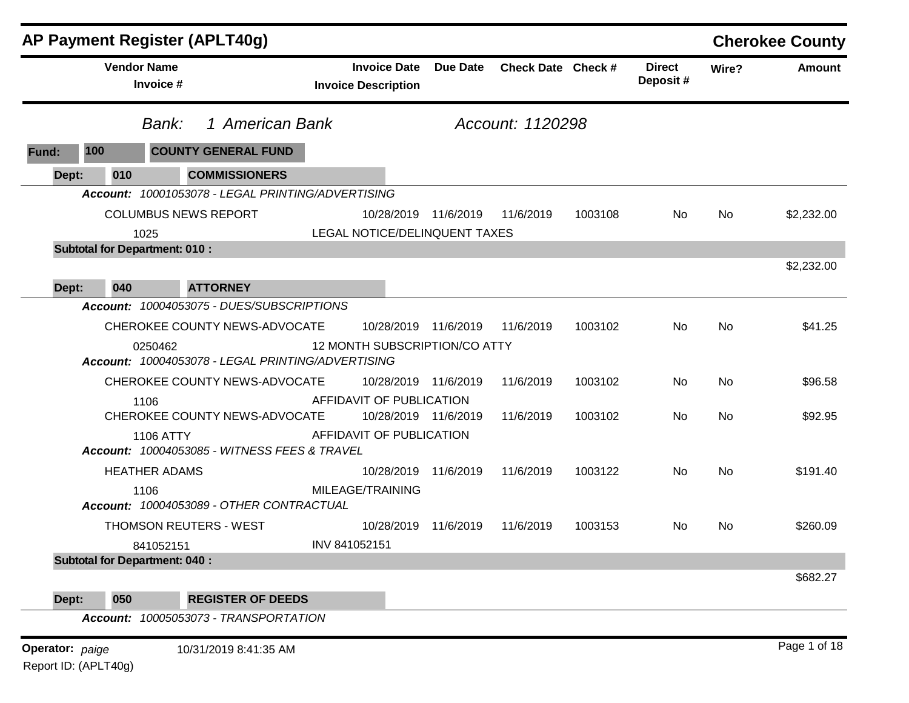# AP Payment Register (APLT40g)

**Cherokee County**

| Vendor Name / Invoice # | Invoice Date / Invoice Description | Due Date | Check Date | Check # | Direct Deposit # | Wire? | Amount |
|---|---|---|---|---|---|---|---|

*Bank: 1 American Bank* *Account: 1120298*

**Fund: 100 COUNTY GENERAL FUND**

**Dept: 010 COMMISSIONERS**

***Account:*** *10001053078 - LEGAL PRINTING/ADVERTISING*

| Vendor Name / Invoice # | Invoice Date / Invoice Description | Due Date | Check Date | Check # | Direct Deposit # | Wire? | Amount |
|---|---|---|---|---|---|---|---|
| COLUMBUS NEWS REPORT | 10/28/2019 | 11/6/2019 | 11/6/2019 | 1003108 | No | No | $2,232.00 |
| 1025 | LEGAL NOTICE/DELINQUENT TAXES | | | | | | |

**Subtotal for Department: 010 :** $2,232.00

**Dept: 040 ATTORNEY**

***Account:*** *10004053075 - DUES/SUBSCRIPTIONS*

| Vendor Name / Invoice # | Invoice Date / Invoice Description | Due Date | Check Date | Check # | Direct Deposit # | Wire? | Amount |
|---|---|---|---|---|---|---|---|
| CHEROKEE COUNTY NEWS-ADVOCATE | 10/28/2019 | 11/6/2019 | 11/6/2019 | 1003102 | No | No | $41.25 |
| 0250462 | 12 MONTH SUBSCRIPTION/CO ATTY | | | | | | |

***Account:*** *10004053078 - LEGAL PRINTING/ADVERTISING*

| Vendor Name / Invoice # | Invoice Date / Invoice Description | Due Date | Check Date | Check # | Direct Deposit # | Wire? | Amount |
|---|---|---|---|---|---|---|---|
| CHEROKEE COUNTY NEWS-ADVOCATE | 10/28/2019 | 11/6/2019 | 11/6/2019 | 1003102 | No | No | $96.58 |
| 1106 | AFFIDAVIT OF PUBLICATION | | | | | | |
| CHEROKEE COUNTY NEWS-ADVOCATE | 10/28/2019 | 11/6/2019 | 11/6/2019 | 1003102 | No | No | $92.95 |
| 1106 ATTY | AFFIDAVIT OF PUBLICATION | | | | | | |

***Account:*** *10004053085 - WITNESS FEES & TRAVEL*

| Vendor Name / Invoice # | Invoice Date / Invoice Description | Due Date | Check Date | Check # | Direct Deposit # | Wire? | Amount |
|---|---|---|---|---|---|---|---|
| HEATHER ADAMS | 10/28/2019 | 11/6/2019 | 11/6/2019 | 1003122 | No | No | $191.40 |
| 1106 | MILEAGE/TRAINING | | | | | | |

***Account:*** *10004053089 - OTHER CONTRACTUAL*

| Vendor Name / Invoice # | Invoice Date / Invoice Description | Due Date | Check Date | Check # | Direct Deposit # | Wire? | Amount |
|---|---|---|---|---|---|---|---|
| THOMSON REUTERS - WEST | 10/28/2019 | 11/6/2019 | 11/6/2019 | 1003153 | No | No | $260.09 |
| 841052151 | INV 841052151 | | | | | | |

**Subtotal for Department: 040 :** $682.27

**Dept: 050 REGISTER OF DEEDS**

***Account:*** *10005053073 - TRANSPORTATION*

**Operator:** *paige* 10/31/2019 8:41:35 AM

Report ID: (APLT40g)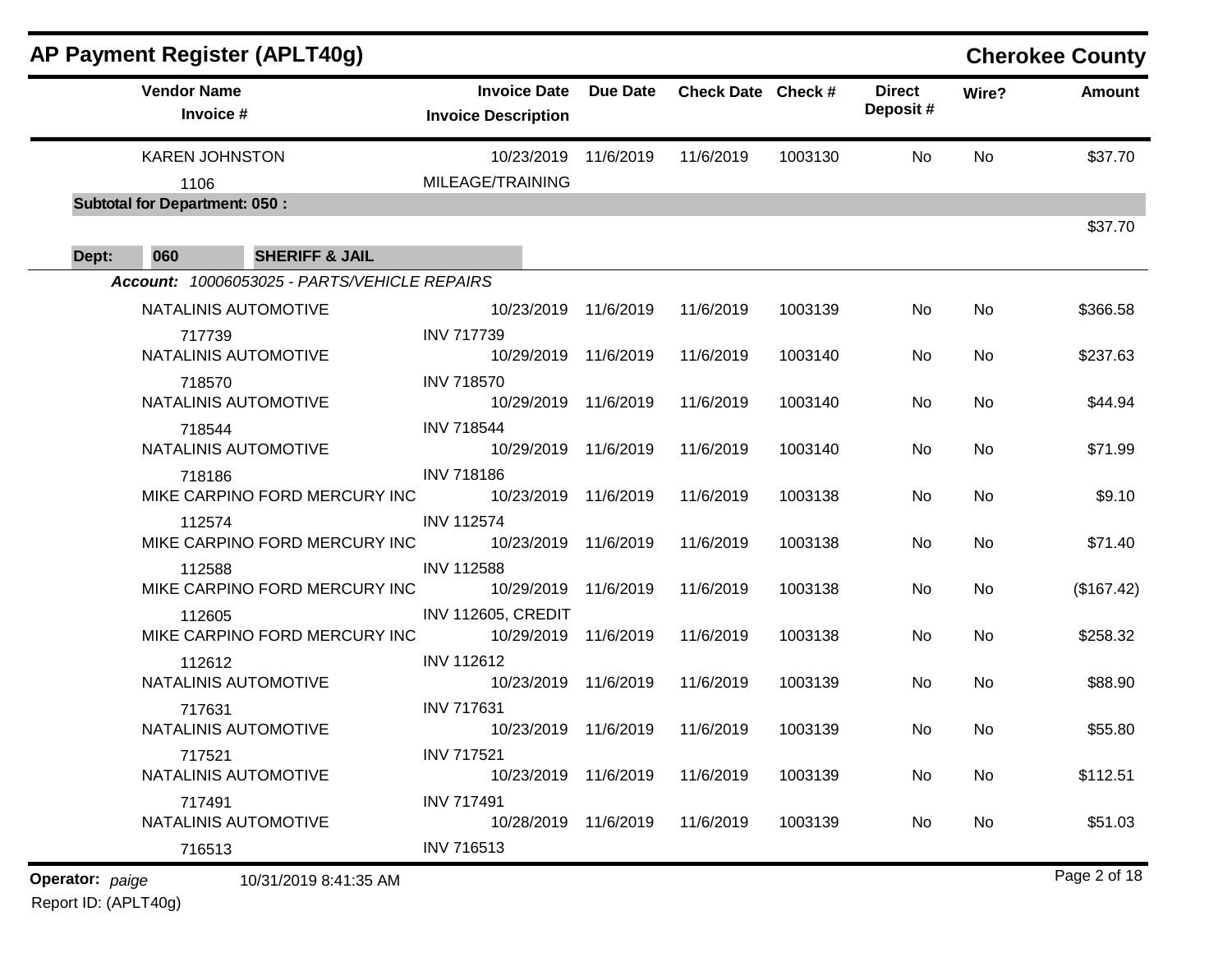## AP Payment Register (APLT40g)

**Cherokee County**

| Vendor Name / Invoice # | Invoice Date / Invoice Description | Due Date | Check Date | Check # | Direct Deposit # | Wire? | Amount |
|---|---|---|---|---|---|---|---|
| KAREN JOHNSTON | 10/23/2019 | 11/6/2019 | 11/6/2019 | 1003130 | No | No | $37.70 |
| 1106 | MILEAGE/TRAINING | | | | | | |
| **Subtotal for Department: 050 :** | | | | | | | $37.70 |

**Dept: 060 SHERIFF & JAIL**

***Account:*** *10006053025 - PARTS/VEHICLE REPAIRS*

| Vendor Name / Invoice # | Invoice Date / Invoice Description | Due Date | Check Date | Check # | Direct Deposit # | Wire? | Amount |
|---|---|---|---|---|---|---|---|
| NATALINIS AUTOMOTIVE | 10/23/2019 | 11/6/2019 | 11/6/2019 | 1003139 | No | No | $366.58 |
| 717739 | INV 717739 | | | | | | |
| NATALINIS AUTOMOTIVE | 10/29/2019 | 11/6/2019 | 11/6/2019 | 1003140 | No | No | $237.63 |
| 718570 | INV 718570 | | | | | | |
| NATALINIS AUTOMOTIVE | 10/29/2019 | 11/6/2019 | 11/6/2019 | 1003140 | No | No | $44.94 |
| 718544 | INV 718544 | | | | | | |
| NATALINIS AUTOMOTIVE | 10/29/2019 | 11/6/2019 | 11/6/2019 | 1003140 | No | No | $71.99 |
| 718186 | INV 718186 | | | | | | |
| MIKE CARPINO FORD MERCURY INC | 10/23/2019 | 11/6/2019 | 11/6/2019 | 1003138 | No | No | $9.10 |
| 112574 | INV 112574 | | | | | | |
| MIKE CARPINO FORD MERCURY INC | 10/23/2019 | 11/6/2019 | 11/6/2019 | 1003138 | No | No | $71.40 |
| 112588 | INV 112588 | | | | | | |
| MIKE CARPINO FORD MERCURY INC | 10/29/2019 | 11/6/2019 | 11/6/2019 | 1003138 | No | No | ($167.42) |
| 112605 | INV 112605, CREDIT | | | | | | |
| MIKE CARPINO FORD MERCURY INC | 10/29/2019 | 11/6/2019 | 11/6/2019 | 1003138 | No | No | $258.32 |
| 112612 | INV 112612 | | | | | | |
| NATALINIS AUTOMOTIVE | 10/23/2019 | 11/6/2019 | 11/6/2019 | 1003139 | No | No | $88.90 |
| 717631 | INV 717631 | | | | | | |
| NATALINIS AUTOMOTIVE | 10/23/2019 | 11/6/2019 | 11/6/2019 | 1003139 | No | No | $55.80 |
| 717521 | INV 717521 | | | | | | |
| NATALINIS AUTOMOTIVE | 10/23/2019 | 11/6/2019 | 11/6/2019 | 1003139 | No | No | $112.51 |
| 717491 | INV 717491 | | | | | | |
| NATALINIS AUTOMOTIVE | 10/28/2019 | 11/6/2019 | 11/6/2019 | 1003139 | No | No | $51.03 |
| 716513 | INV 716513 | | | | | | |

**Operator:** *paige* 10/31/2019 8:41:35 AM

Report ID: (APLT40g)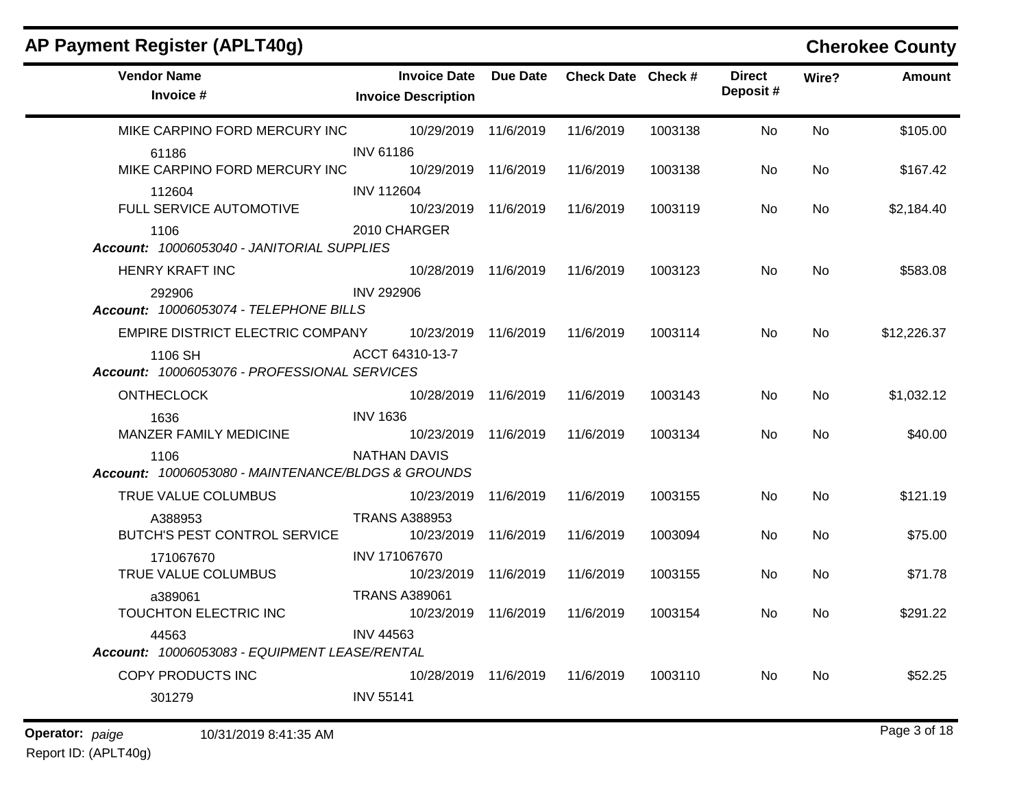## AP Payment Register (APLT40g)

**Cherokee County**

| Vendor Name / Invoice # | Invoice Date / Invoice Description | Due Date | Check Date | Check # | Direct Deposit # | Wire? | Amount |
|---|---|---|---|---|---|---|---|
| MIKE CARPINO FORD MERCURY INC | 10/29/2019 | 11/6/2019 | 11/6/2019 | 1003138 | No | No | $105.00 |
| 61186 | INV 61186 | | | | | | |
| MIKE CARPINO FORD MERCURY INC | 10/29/2019 | 11/6/2019 | 11/6/2019 | 1003138 | No | No | $167.42 |
| 112604 | INV 112604 | | | | | | |
| FULL SERVICE AUTOMOTIVE | 10/23/2019 | 11/6/2019 | 11/6/2019 | 1003119 | No | No | $2,184.40 |
| 1106 | 2010 CHARGER | | | | | | |
| ***Account:* 10006053040 - JANITORIAL SUPPLIES** | | | | | | | |
| HENRY KRAFT INC | 10/28/2019 | 11/6/2019 | 11/6/2019 | 1003123 | No | No | $583.08 |
| 292906 | INV 292906 | | | | | | |
| ***Account:* 10006053074 - TELEPHONE BILLS** | | | | | | | |
| EMPIRE DISTRICT ELECTRIC COMPANY | 10/23/2019 | 11/6/2019 | 11/6/2019 | 1003114 | No | No | $12,226.37 |
| 1106 SH | ACCT 64310-13-7 | | | | | | |
| ***Account:* 10006053076 - PROFESSIONAL SERVICES** | | | | | | | |
| ONTHECLOCK | 10/28/2019 | 11/6/2019 | 11/6/2019 | 1003143 | No | No | $1,032.12 |
| 1636 | INV 1636 | | | | | | |
| MANZER FAMILY MEDICINE | 10/23/2019 | 11/6/2019 | 11/6/2019 | 1003134 | No | No | $40.00 |
| 1106 | NATHAN DAVIS | | | | | | |
| ***Account:* 10006053080 - MAINTENANCE/BLDGS & GROUNDS** | | | | | | | |
| TRUE VALUE COLUMBUS | 10/23/2019 | 11/6/2019 | 11/6/2019 | 1003155 | No | No | $121.19 |
| A388953 | TRANS A388953 | | | | | | |
| BUTCH'S PEST CONTROL SERVICE | 10/23/2019 | 11/6/2019 | 11/6/2019 | 1003094 | No | No | $75.00 |
| 171067670 | INV 171067670 | | | | | | |
| TRUE VALUE COLUMBUS | 10/23/2019 | 11/6/2019 | 11/6/2019 | 1003155 | No | No | $71.78 |
| a389061 | TRANS A389061 | | | | | | |
| TOUCHTON ELECTRIC INC | 10/23/2019 | 11/6/2019 | 11/6/2019 | 1003154 | No | No | $291.22 |
| 44563 | INV 44563 | | | | | | |
| ***Account:* 10006053083 - EQUIPMENT LEASE/RENTAL** | | | | | | | |
| COPY PRODUCTS INC | 10/28/2019 | 11/6/2019 | 11/6/2019 | 1003110 | No | No | $52.25 |
| 301279 | INV 55141 | | | | | | |

**Operator:** *paige* 10/31/2019 8:41:35 AM

Report ID: (APLT40g)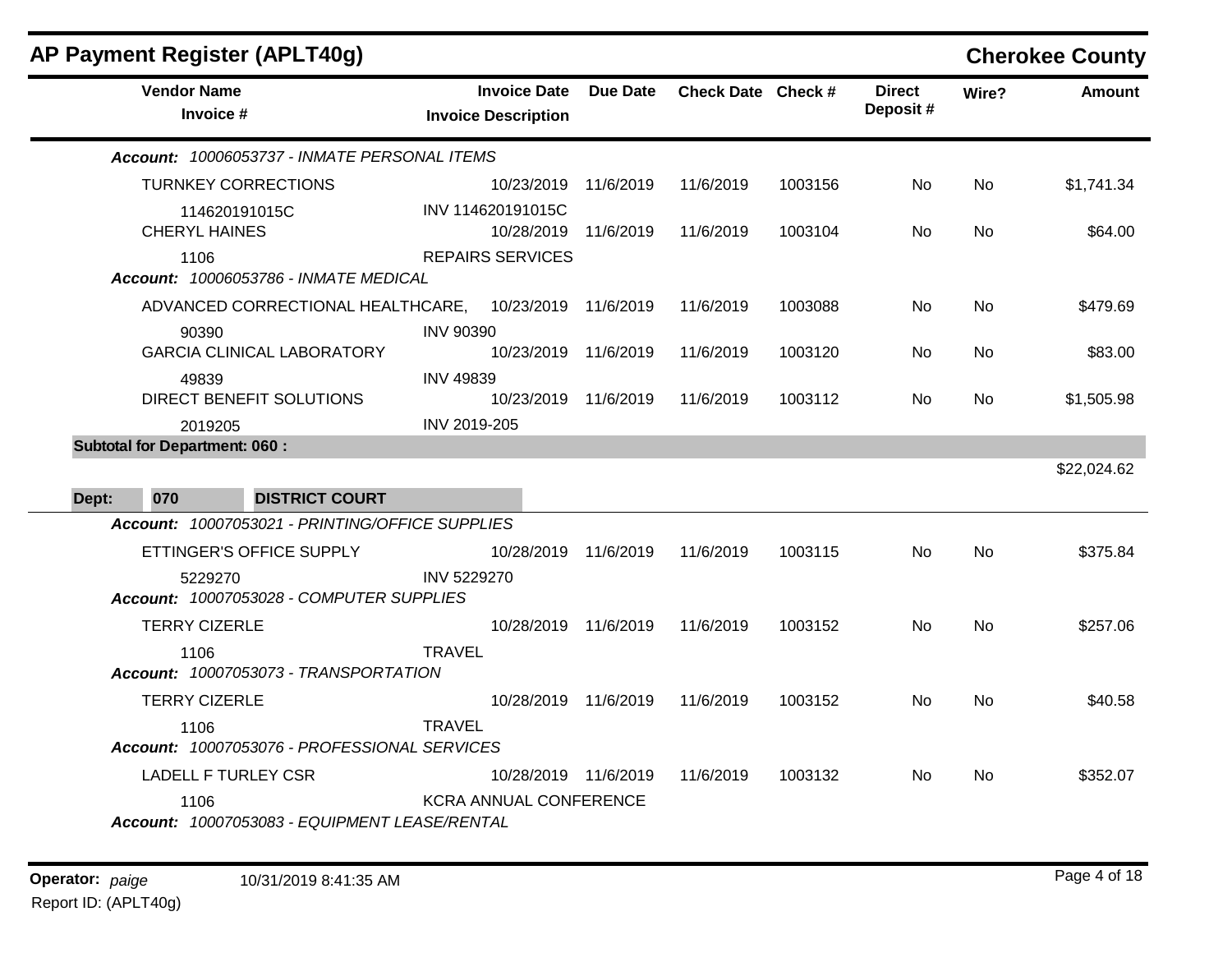## AP Payment Register (APLT40g)

**Cherokee County**

| Vendor Name / Invoice # | Invoice Date / Invoice Description | Due Date | Check Date | Check # | Direct Deposit # | Wire? | Amount |
|---|---|---|---|---|---|---|---|
| ***Account: 10006053737 - INMATE PERSONAL ITEMS*** | | | | | | | |
| TURNKEY CORRECTIONS | 10/23/2019 | 11/6/2019 | 11/6/2019 | 1003156 | No | No | $1,741.34 |
| 114620191015C | INV 114620191015C | | | | | | |
| CHERYL HAINES | 10/28/2019 | 11/6/2019 | 11/6/2019 | 1003104 | No | No | $64.00 |
| 1106 | REPAIRS SERVICES | | | | | | |
| ***Account: 10006053786 - INMATE MEDICAL*** | | | | | | | |
| ADVANCED CORRECTIONAL HEALTHCARE, | 10/23/2019 | 11/6/2019 | 11/6/2019 | 1003088 | No | No | $479.69 |
| 90390 | INV 90390 | | | | | | |
| GARCIA CLINICAL LABORATORY | 10/23/2019 | 11/6/2019 | 11/6/2019 | 1003120 | No | No | $83.00 |
| 49839 | INV 49839 | | | | | | |
| DIRECT BENEFIT SOLUTIONS | 10/23/2019 | 11/6/2019 | 11/6/2019 | 1003112 | No | No | $1,505.98 |
| 2019205 | INV 2019-205 | | | | | | |
| **Subtotal for Department: 060 :** | | | | | | | $22,024.62 |

**Dept: 070 DISTRICT COURT**

| Vendor Name / Invoice # | Invoice Date / Invoice Description | Due Date | Check Date | Check # | Direct Deposit # | Wire? | Amount |
|---|---|---|---|---|---|---|---|
| ***Account: 10007053021 - PRINTING/OFFICE SUPPLIES*** | | | | | | | |
| ETTINGER'S OFFICE SUPPLY | 10/28/2019 | 11/6/2019 | 11/6/2019 | 1003115 | No | No | $375.84 |
| 5229270 | INV 5229270 | | | | | | |
| ***Account: 10007053028 - COMPUTER SUPPLIES*** | | | | | | | |
| TERRY CIZERLE | 10/28/2019 | 11/6/2019 | 11/6/2019 | 1003152 | No | No | $257.06 |
| 1106 | TRAVEL | | | | | | |
| ***Account: 10007053073 - TRANSPORTATION*** | | | | | | | |
| TERRY CIZERLE | 10/28/2019 | 11/6/2019 | 11/6/2019 | 1003152 | No | No | $40.58 |
| 1106 | TRAVEL | | | | | | |
| ***Account: 10007053076 - PROFESSIONAL SERVICES*** | | | | | | | |
| LADELL F TURLEY CSR | 10/28/2019 | 11/6/2019 | 11/6/2019 | 1003132 | No | No | $352.07 |
| 1106 | KCRA ANNUAL CONFERENCE | | | | | | |
| ***Account: 10007053083 - EQUIPMENT LEASE/RENTAL*** | | | | | | | |

Operator: *paige* 10/31/2019 8:41:35 AM

Report ID: (APLT40g)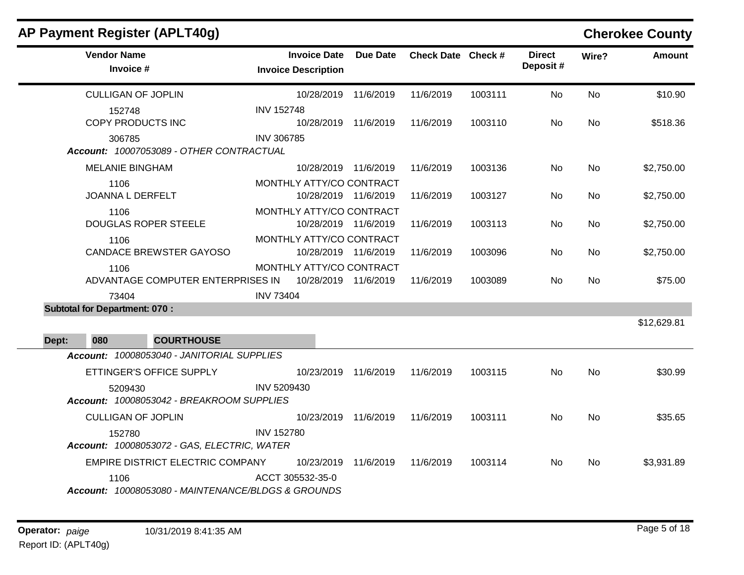# AP Payment Register (APLT40g)

## Cherokee County

| Vendor Name / Invoice # | Invoice Date / Invoice Description | Due Date | Check Date | Check # | Direct Deposit # | Wire? | Amount |
|---|---|---|---|---|---|---|---|
| CULLIGAN OF JOPLIN | 10/28/2019 | 11/6/2019 | 11/6/2019 | 1003111 | No | No | $10.90 |
| 152748 | INV 152748 | | | | | | |
| COPY PRODUCTS INC | 10/28/2019 | 11/6/2019 | 11/6/2019 | 1003110 | No | No | $518.36 |
| 306785 | INV 306785 | | | | | | |
| ***Account:** 10007053089 - OTHER CONTRACTUAL* | | | | | | | |
| MELANIE BINGHAM | 10/28/2019 | 11/6/2019 | 11/6/2019 | 1003136 | No | No | $2,750.00 |
| 1106 | MONTHLY ATTY/CO CONTRACT | | | | | | |
| JOANNA L DERFELT | 10/28/2019 | 11/6/2019 | 11/6/2019 | 1003127 | No | No | $2,750.00 |
| 1106 | MONTHLY ATTY/CO CONTRACT | | | | | | |
| DOUGLAS ROPER STEELE | 10/28/2019 | 11/6/2019 | 11/6/2019 | 1003113 | No | No | $2,750.00 |
| 1106 | MONTHLY ATTY/CO CONTRACT | | | | | | |
| CANDACE BREWSTER GAYOSO | 10/28/2019 | 11/6/2019 | 11/6/2019 | 1003096 | No | No | $2,750.00 |
| 1106 | MONTHLY ATTY/CO CONTRACT | | | | | | |
| ADVANTAGE COMPUTER ENTERPRISES IN | 10/28/2019 | 11/6/2019 | 11/6/2019 | 1003089 | No | No | $75.00 |
| 73404 | INV 73404 | | | | | | |
| **Subtotal for Department: 070 :** | | | | | | | $12,629.81 |

**Dept: 080 COURTHOUSE**

| Vendor Name / Invoice # | Invoice Date / Invoice Description | Due Date | Check Date | Check # | Direct Deposit # | Wire? | Amount |
|---|---|---|---|---|---|---|---|
| ***Account:** 10008053040 - JANITORIAL SUPPLIES* | | | | | | | |
| ETTINGER'S OFFICE SUPPLY | 10/23/2019 | 11/6/2019 | 11/6/2019 | 1003115 | No | No | $30.99 |
| 5209430 | INV 5209430 | | | | | | |
| ***Account:** 10008053042 - BREAKROOM SUPPLIES* | | | | | | | |
| CULLIGAN OF JOPLIN | 10/23/2019 | 11/6/2019 | 11/6/2019 | 1003111 | No | No | $35.65 |
| 152780 | INV 152780 | | | | | | |
| ***Account:** 10008053072 - GAS, ELECTRIC, WATER* | | | | | | | |
| EMPIRE DISTRICT ELECTRIC COMPANY | 10/23/2019 | 11/6/2019 | 11/6/2019 | 1003114 | No | No | $3,931.89 |
| 1106 | ACCT 305532-35-0 | | | | | | |
| ***Account:** 10008053080 - MAINTENANCE/BLDGS & GROUNDS* | | | | | | | |

**Operator:** *paige* 10/31/2019 8:41:35 AM
Report ID: (APLT40g)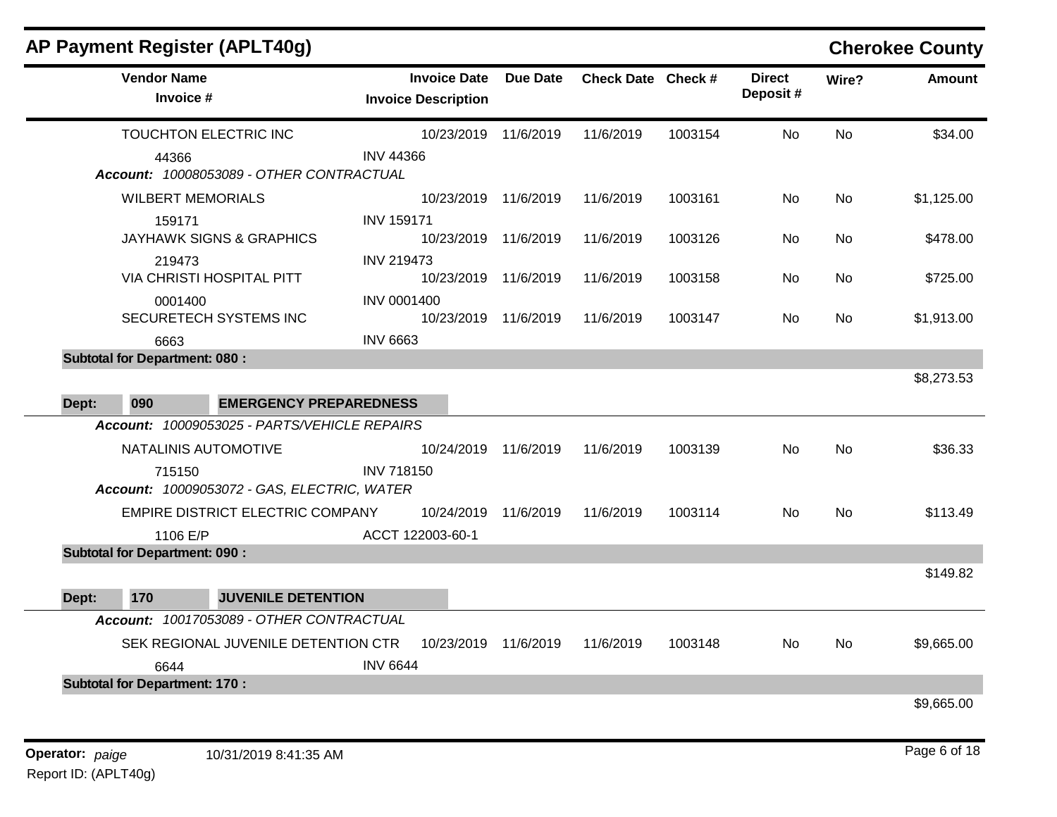# AP Payment Register (APLT40g)

## Cherokee County

| Vendor Name / Invoice # | Invoice Date / Invoice Description | Due Date | Check Date | Check # | Direct Deposit # | Wire? | Amount |
|---|---|---|---|---|---|---|---|
| TOUCHTON ELECTRIC INC | 10/23/2019 | 11/6/2019 | 11/6/2019 | 1003154 | No | No | $34.00 |
| 44366 | INV 44366 | | | | | | |

*Account: 10008053089 - OTHER CONTRACTUAL*

| Vendor Name / Invoice # | Invoice Date / Invoice Description | Due Date | Check Date | Check # | Direct Deposit # | Wire? | Amount |
|---|---|---|---|---|---|---|---|
| WILBERT MEMORIALS | 10/23/2019 | 11/6/2019 | 11/6/2019 | 1003161 | No | No | $1,125.00 |
| 159171 | INV 159171 | | | | | | |
| JAYHAWK SIGNS & GRAPHICS | 10/23/2019 | 11/6/2019 | 11/6/2019 | 1003126 | No | No | $478.00 |
| 219473 | INV 219473 | | | | | | |
| VIA CHRISTI HOSPITAL PITT | 10/23/2019 | 11/6/2019 | 11/6/2019 | 1003158 | No | No | $725.00 |
| 0001400 | INV 0001400 | | | | | | |
| SECURETECH SYSTEMS INC | 10/23/2019 | 11/6/2019 | 11/6/2019 | 1003147 | No | No | $1,913.00 |
| 6663 | INV 6663 | | | | | | |

**Subtotal for Department: 080 :** $8,273.53

**Dept: 090 EMERGENCY PREPAREDNESS**

*Account: 10009053025 - PARTS/VEHICLE REPAIRS*

| Vendor Name / Invoice # | Invoice Date / Invoice Description | Due Date | Check Date | Check # | Direct Deposit # | Wire? | Amount |
|---|---|---|---|---|---|---|---|
| NATALINIS AUTOMOTIVE | 10/24/2019 | 11/6/2019 | 11/6/2019 | 1003139 | No | No | $36.33 |
| 715150 | INV 718150 | | | | | | |

*Account: 10009053072 - GAS, ELECTRIC, WATER*

| Vendor Name / Invoice # | Invoice Date / Invoice Description | Due Date | Check Date | Check # | Direct Deposit # | Wire? | Amount |
|---|---|---|---|---|---|---|---|
| EMPIRE DISTRICT ELECTRIC COMPANY | 10/24/2019 | 11/6/2019 | 11/6/2019 | 1003114 | No | No | $113.49 |
| 1106 E/P | ACCT 122003-60-1 | | | | | | |

**Subtotal for Department: 090 :** $149.82

**Dept: 170 JUVENILE DETENTION**

*Account: 10017053089 - OTHER CONTRACTUAL*

| Vendor Name / Invoice # | Invoice Date / Invoice Description | Due Date | Check Date | Check # | Direct Deposit # | Wire? | Amount |
|---|---|---|---|---|---|---|---|
| SEK REGIONAL JUVENILE DETENTION CTR | 10/23/2019 | 11/6/2019 | 11/6/2019 | 1003148 | No | No | $9,665.00 |
| 6644 | INV 6644 | | | | | | |

**Subtotal for Department: 170 :** $9,665.00

**Operator:** *paige* 10/31/2019 8:41:35 AM

Report ID: (APLT40g)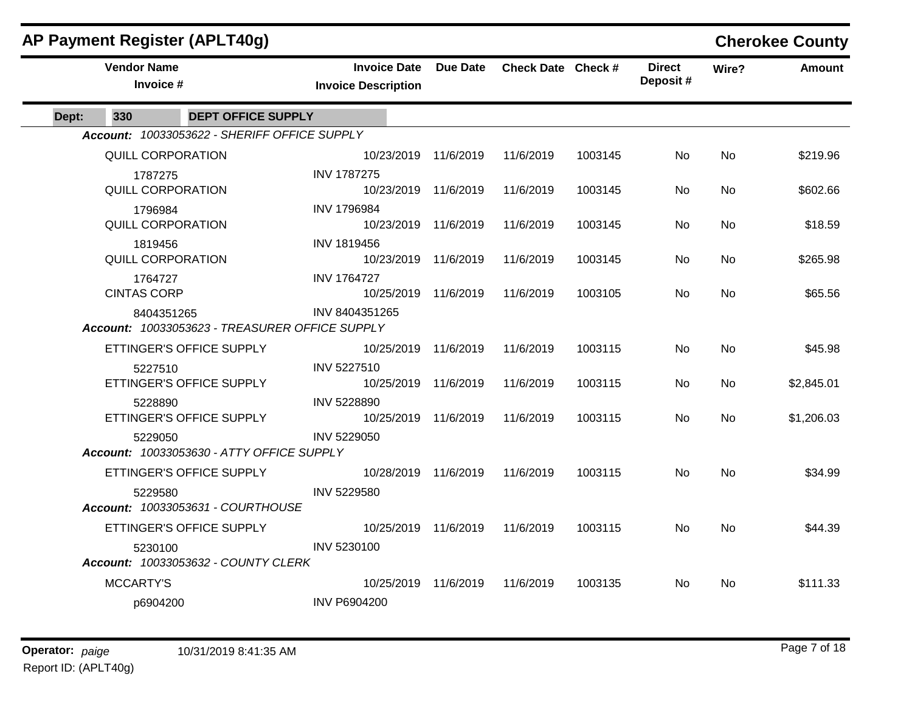# AP Payment Register (APLT40g)

## Cherokee County

| Vendor Name / Invoice # | Invoice Date / Invoice Description | Due Date | Check Date | Check # | Direct Deposit # | Wire? | Amount |
|---|---|---|---|---|---|---|---|
| **Dept: 330 DEPT OFFICE SUPPLY** | | | | | | | |
| ***Account: 10033053622 - SHERIFF OFFICE SUPPLY*** | | | | | | | |
| QUILL CORPORATION | 10/23/2019 | 11/6/2019 | 11/6/2019 | 1003145 | No | No | $219.96 |
| 1787275 | INV 1787275 | | | | | | |
| QUILL CORPORATION | 10/23/2019 | 11/6/2019 | 11/6/2019 | 1003145 | No | No | $602.66 |
| 1796984 | INV 1796984 | | | | | | |
| QUILL CORPORATION | 10/23/2019 | 11/6/2019 | 11/6/2019 | 1003145 | No | No | $18.59 |
| 1819456 | INV 1819456 | | | | | | |
| QUILL CORPORATION | 10/23/2019 | 11/6/2019 | 11/6/2019 | 1003145 | No | No | $265.98 |
| 1764727 | INV 1764727 | | | | | | |
| CINTAS CORP | 10/25/2019 | 11/6/2019 | 11/6/2019 | 1003105 | No | No | $65.56 |
| 8404351265 | INV 8404351265 | | | | | | |
| ***Account: 10033053623 - TREASURER OFFICE SUPPLY*** | | | | | | | |
| ETTINGER'S OFFICE SUPPLY | 10/25/2019 | 11/6/2019 | 11/6/2019 | 1003115 | No | No | $45.98 |
| 5227510 | INV 5227510 | | | | | | |
| ETTINGER'S OFFICE SUPPLY | 10/25/2019 | 11/6/2019 | 11/6/2019 | 1003115 | No | No | $2,845.01 |
| 5228890 | INV 5228890 | | | | | | |
| ETTINGER'S OFFICE SUPPLY | 10/25/2019 | 11/6/2019 | 11/6/2019 | 1003115 | No | No | $1,206.03 |
| 5229050 | INV 5229050 | | | | | | |
| ***Account: 10033053630 - ATTY OFFICE SUPPLY*** | | | | | | | |
| ETTINGER'S OFFICE SUPPLY | 10/28/2019 | 11/6/2019 | 11/6/2019 | 1003115 | No | No | $34.99 |
| 5229580 | INV 5229580 | | | | | | |
| ***Account: 10033053631 - COURTHOUSE*** | | | | | | | |
| ETTINGER'S OFFICE SUPPLY | 10/25/2019 | 11/6/2019 | 11/6/2019 | 1003115 | No | No | $44.39 |
| 5230100 | INV 5230100 | | | | | | |
| ***Account: 10033053632 - COUNTY CLERK*** | | | | | | | |
| MCCARTY'S | 10/25/2019 | 11/6/2019 | 11/6/2019 | 1003135 | No | No | $111.33 |
| p6904200 | INV P6904200 | | | | | | |

**Operator:** *paige* 10/31/2019 8:41:35 AM

Report ID: (APLT40g)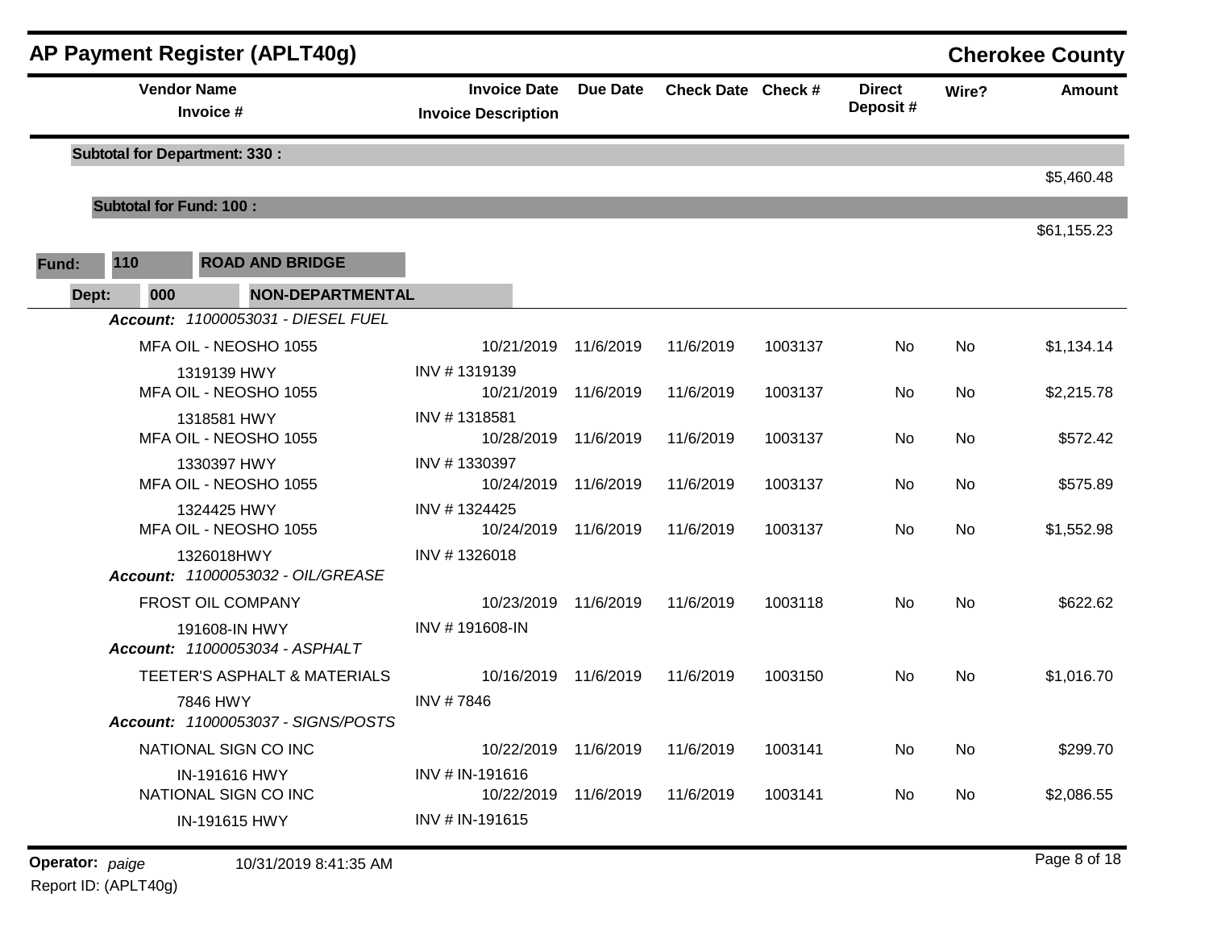# AP Payment Register (APLT40g)

## Cherokee County

| Vendor Name / Invoice # | Invoice Date / Invoice Description | Due Date | Check Date | Check # | Direct Deposit # | Wire? | Amount |
|---|---|---|---|---|---|---|---|
| **Subtotal for Department: 330 :** | | | | | | | $5,460.48 |
| **Subtotal for Fund: 100 :** | | | | | | | $61,155.23 |

**Fund:** 110 **ROAD AND BRIDGE**

**Dept:** 000 **NON-DEPARTMENTAL**

***Account:*** *11000053031 - DIESEL FUEL*

| Vendor Name / Invoice # | Invoice Date / Invoice Description | Due Date | Check Date | Check # | Direct Deposit # | Wire? | Amount |
|---|---|---|---|---|---|---|---|
| MFA OIL - NEOSHO 1055 | 10/21/2019 | 11/6/2019 | 11/6/2019 | 1003137 | No | No | $1,134.14 |
| 1319139 HWY | INV # 1319139 | | | | | | |
| MFA OIL - NEOSHO 1055 | 10/21/2019 | 11/6/2019 | 11/6/2019 | 1003137 | No | No | $2,215.78 |
| 1318581 HWY | INV # 1318581 | | | | | | |
| MFA OIL - NEOSHO 1055 | 10/28/2019 | 11/6/2019 | 11/6/2019 | 1003137 | No | No | $572.42 |
| 1330397 HWY | INV # 1330397 | | | | | | |
| MFA OIL - NEOSHO 1055 | 10/24/2019 | 11/6/2019 | 11/6/2019 | 1003137 | No | No | $575.89 |
| 1324425 HWY | INV # 1324425 | | | | | | |
| MFA OIL - NEOSHO 1055 | 10/24/2019 | 11/6/2019 | 11/6/2019 | 1003137 | No | No | $1,552.98 |
| 1326018HWY | INV # 1326018 | | | | | | |

***Account:*** *11000053032 - OIL/GREASE*

| Vendor Name / Invoice # | Invoice Date / Invoice Description | Due Date | Check Date | Check # | Direct Deposit # | Wire? | Amount |
|---|---|---|---|---|---|---|---|
| FROST OIL COMPANY | 10/23/2019 | 11/6/2019 | 11/6/2019 | 1003118 | No | No | $622.62 |
| 191608-IN HWY | INV # 191608-IN | | | | | | |

***Account:*** *11000053034 - ASPHALT*

| Vendor Name / Invoice # | Invoice Date / Invoice Description | Due Date | Check Date | Check # | Direct Deposit # | Wire? | Amount |
|---|---|---|---|---|---|---|---|
| TEETER'S ASPHALT & MATERIALS | 10/16/2019 | 11/6/2019 | 11/6/2019 | 1003150 | No | No | $1,016.70 |
| 7846 HWY | INV # 7846 | | | | | | |

***Account:*** *11000053037 - SIGNS/POSTS*

| Vendor Name / Invoice # | Invoice Date / Invoice Description | Due Date | Check Date | Check # | Direct Deposit # | Wire? | Amount |
|---|---|---|---|---|---|---|---|
| NATIONAL SIGN CO INC | 10/22/2019 | 11/6/2019 | 11/6/2019 | 1003141 | No | No | $299.70 |
| IN-191616 HWY | INV # IN-191616 | | | | | | |
| NATIONAL SIGN CO INC | 10/22/2019 | 11/6/2019 | 11/6/2019 | 1003141 | No | No | $2,086.55 |
| IN-191615 HWY | INV # IN-191615 | | | | | | |

**Operator:** *paige* 10/31/2019 8:41:35 AM

Report ID: (APLT40g)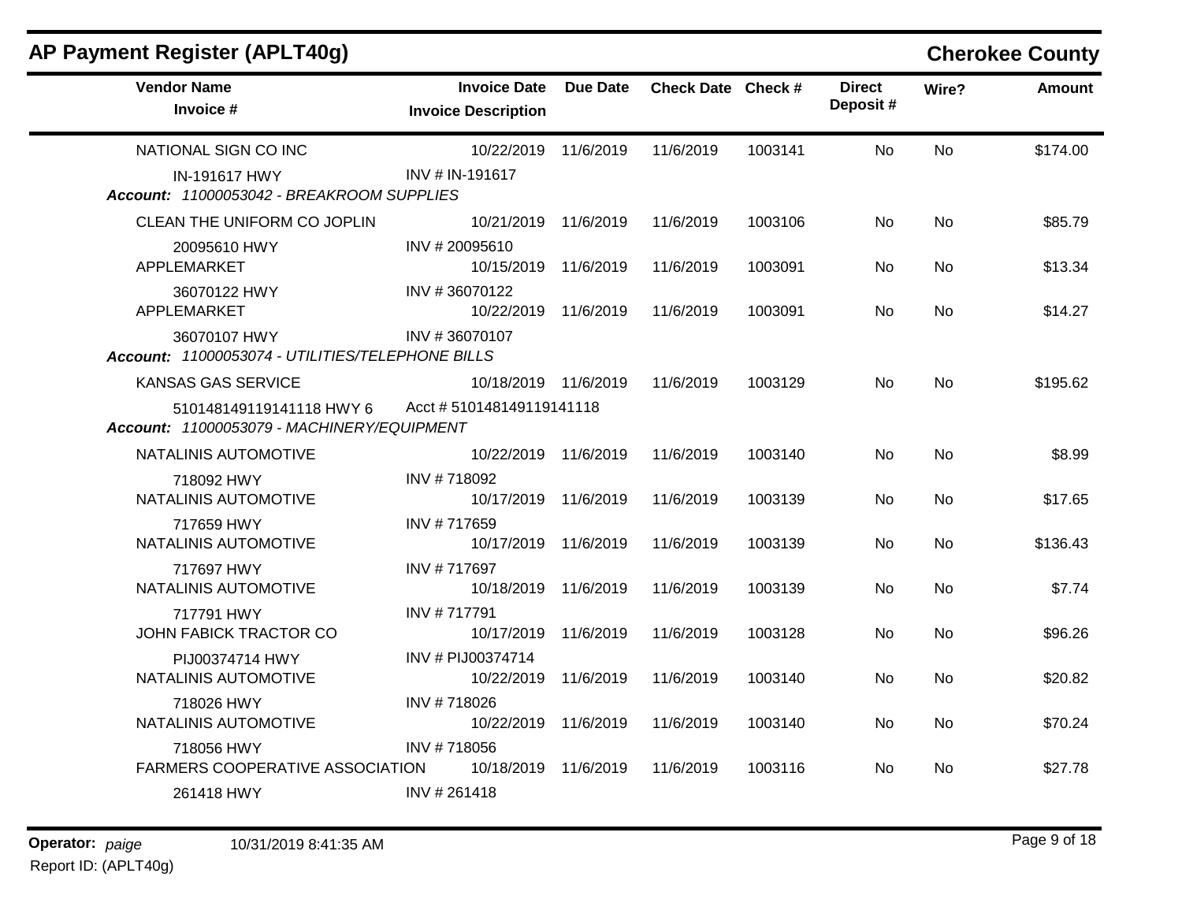## AP Payment Register (APLT40g)

**Cherokee County**

| Vendor Name / Invoice # | Invoice Date / Invoice Description | Due Date | Check Date | Check # | Direct Deposit # | Wire? | Amount |
|---|---|---|---|---|---|---|---|
| NATIONAL SIGN CO INC | 10/22/2019 | 11/6/2019 | 11/6/2019 | 1003141 | No | No | $174.00 |
| IN-191617 HWY | INV # IN-191617 | | | | | | |
| ***Account:*** *11000053042 - BREAKROOM SUPPLIES* | | | | | | | |
| CLEAN THE UNIFORM CO JOPLIN | 10/21/2019 | 11/6/2019 | 11/6/2019 | 1003106 | No | No | $85.79 |
| 20095610 HWY | INV # 20095610 | | | | | | |
| APPLEMARKET | 10/15/2019 | 11/6/2019 | 11/6/2019 | 1003091 | No | No | $13.34 |
| 36070122 HWY | INV # 36070122 | | | | | | |
| APPLEMARKET | 10/22/2019 | 11/6/2019 | 11/6/2019 | 1003091 | No | No | $14.27 |
| 36070107 HWY | INV # 36070107 | | | | | | |
| ***Account:*** *11000053074 - UTILITIES/TELEPHONE BILLS* | | | | | | | |
| KANSAS GAS SERVICE | 10/18/2019 | 11/6/2019 | 11/6/2019 | 1003129 | No | No | $195.62 |
| 510148149119141118 HWY 6 | Acct # 510148149119141118 | | | | | | |
| ***Account:*** *11000053079 - MACHINERY/EQUIPMENT* | | | | | | | |
| NATALINIS AUTOMOTIVE | 10/22/2019 | 11/6/2019 | 11/6/2019 | 1003140 | No | No | $8.99 |
| 718092 HWY | INV # 718092 | | | | | | |
| NATALINIS AUTOMOTIVE | 10/17/2019 | 11/6/2019 | 11/6/2019 | 1003139 | No | No | $17.65 |
| 717659 HWY | INV # 717659 | | | | | | |
| NATALINIS AUTOMOTIVE | 10/17/2019 | 11/6/2019 | 11/6/2019 | 1003139 | No | No | $136.43 |
| 717697 HWY | INV # 717697 | | | | | | |
| NATALINIS AUTOMOTIVE | 10/18/2019 | 11/6/2019 | 11/6/2019 | 1003139 | No | No | $7.74 |
| 717791 HWY | INV # 717791 | | | | | | |
| JOHN FABICK TRACTOR CO | 10/17/2019 | 11/6/2019 | 11/6/2019 | 1003128 | No | No | $96.26 |
| PIJ00374714 HWY | INV # PIJ00374714 | | | | | | |
| NATALINIS AUTOMOTIVE | 10/22/2019 | 11/6/2019 | 11/6/2019 | 1003140 | No | No | $20.82 |
| 718026 HWY | INV # 718026 | | | | | | |
| NATALINIS AUTOMOTIVE | 10/22/2019 | 11/6/2019 | 11/6/2019 | 1003140 | No | No | $70.24 |
| 718056 HWY | INV # 718056 | | | | | | |
| FARMERS COOPERATIVE ASSOCIATION | 10/18/2019 | 11/6/2019 | 11/6/2019 | 1003116 | No | No | $27.78 |
| 261418 HWY | INV # 261418 | | | | | | |

**Operator:** *paige* 10/31/2019 8:41:35 AM

Report ID: (APLT40g)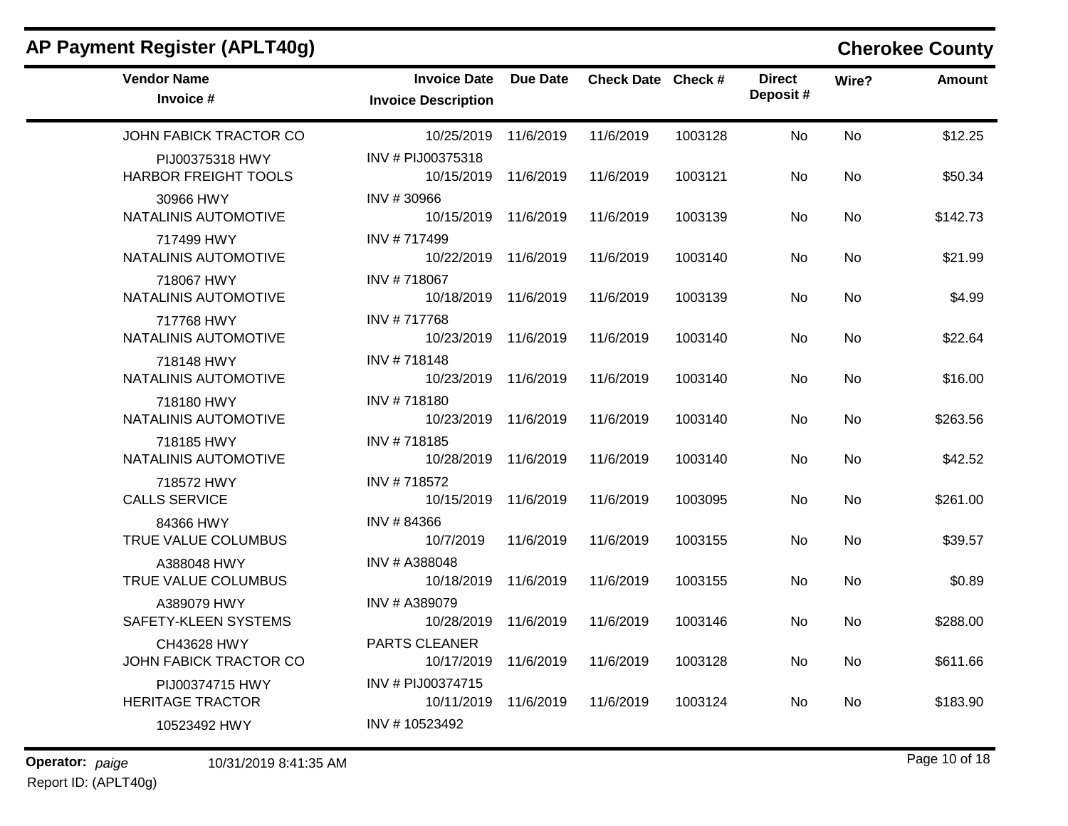## AP Payment Register (APLT40g)

**Cherokee County**

| Vendor Name / Invoice # | Invoice Date / Invoice Description | Due Date | Check Date | Check # | Direct Deposit # | Wire? | Amount |
|---|---|---|---|---|---|---|---|
| JOHN FABICK TRACTOR CO | 10/25/2019 | 11/6/2019 | 11/6/2019 | 1003128 | No | No | $12.25 |
| PIJ00375318 HWY | INV # PIJ00375318 | | | | | | |
| HARBOR FREIGHT TOOLS | 10/15/2019 | 11/6/2019 | 11/6/2019 | 1003121 | No | No | $50.34 |
| 30966 HWY | INV # 30966 | | | | | | |
| NATALINIS AUTOMOTIVE | 10/15/2019 | 11/6/2019 | 11/6/2019 | 1003139 | No | No | $142.73 |
| 717499 HWY | INV # 717499 | | | | | | |
| NATALINIS AUTOMOTIVE | 10/22/2019 | 11/6/2019 | 11/6/2019 | 1003140 | No | No | $21.99 |
| 718067 HWY | INV # 718067 | | | | | | |
| NATALINIS AUTOMOTIVE | 10/18/2019 | 11/6/2019 | 11/6/2019 | 1003139 | No | No | $4.99 |
| 717768 HWY | INV # 717768 | | | | | | |
| NATALINIS AUTOMOTIVE | 10/23/2019 | 11/6/2019 | 11/6/2019 | 1003140 | No | No | $22.64 |
| 718148 HWY | INV # 718148 | | | | | | |
| NATALINIS AUTOMOTIVE | 10/23/2019 | 11/6/2019 | 11/6/2019 | 1003140 | No | No | $16.00 |
| 718180 HWY | INV # 718180 | | | | | | |
| NATALINIS AUTOMOTIVE | 10/23/2019 | 11/6/2019 | 11/6/2019 | 1003140 | No | No | $263.56 |
| 718185 HWY | INV # 718185 | | | | | | |
| NATALINIS AUTOMOTIVE | 10/28/2019 | 11/6/2019 | 11/6/2019 | 1003140 | No | No | $42.52 |
| 718572 HWY | INV # 718572 | | | | | | |
| CALLS SERVICE | 10/15/2019 | 11/6/2019 | 11/6/2019 | 1003095 | No | No | $261.00 |
| 84366 HWY | INV # 84366 | | | | | | |
| TRUE VALUE COLUMBUS | 10/7/2019 | 11/6/2019 | 11/6/2019 | 1003155 | No | No | $39.57 |
| A388048 HWY | INV # A388048 | | | | | | |
| TRUE VALUE COLUMBUS | 10/18/2019 | 11/6/2019 | 11/6/2019 | 1003155 | No | No | $0.89 |
| A389079 HWY | INV # A389079 | | | | | | |
| SAFETY-KLEEN SYSTEMS | 10/28/2019 | 11/6/2019 | 11/6/2019 | 1003146 | No | No | $288.00 |
| CH43628 HWY | PARTS CLEANER | | | | | | |
| JOHN FABICK TRACTOR CO | 10/17/2019 | 11/6/2019 | 11/6/2019 | 1003128 | No | No | $611.66 |
| PIJ00374715 HWY | INV # PIJ00374715 | | | | | | |
| HERITAGE TRACTOR | 10/11/2019 | 11/6/2019 | 11/6/2019 | 1003124 | No | No | $183.90 |
| 10523492 HWY | INV # 10523492 | | | | | | |

**Operator:** *paige* 10/31/2019 8:41:35 AM

Report ID: (APLT40g)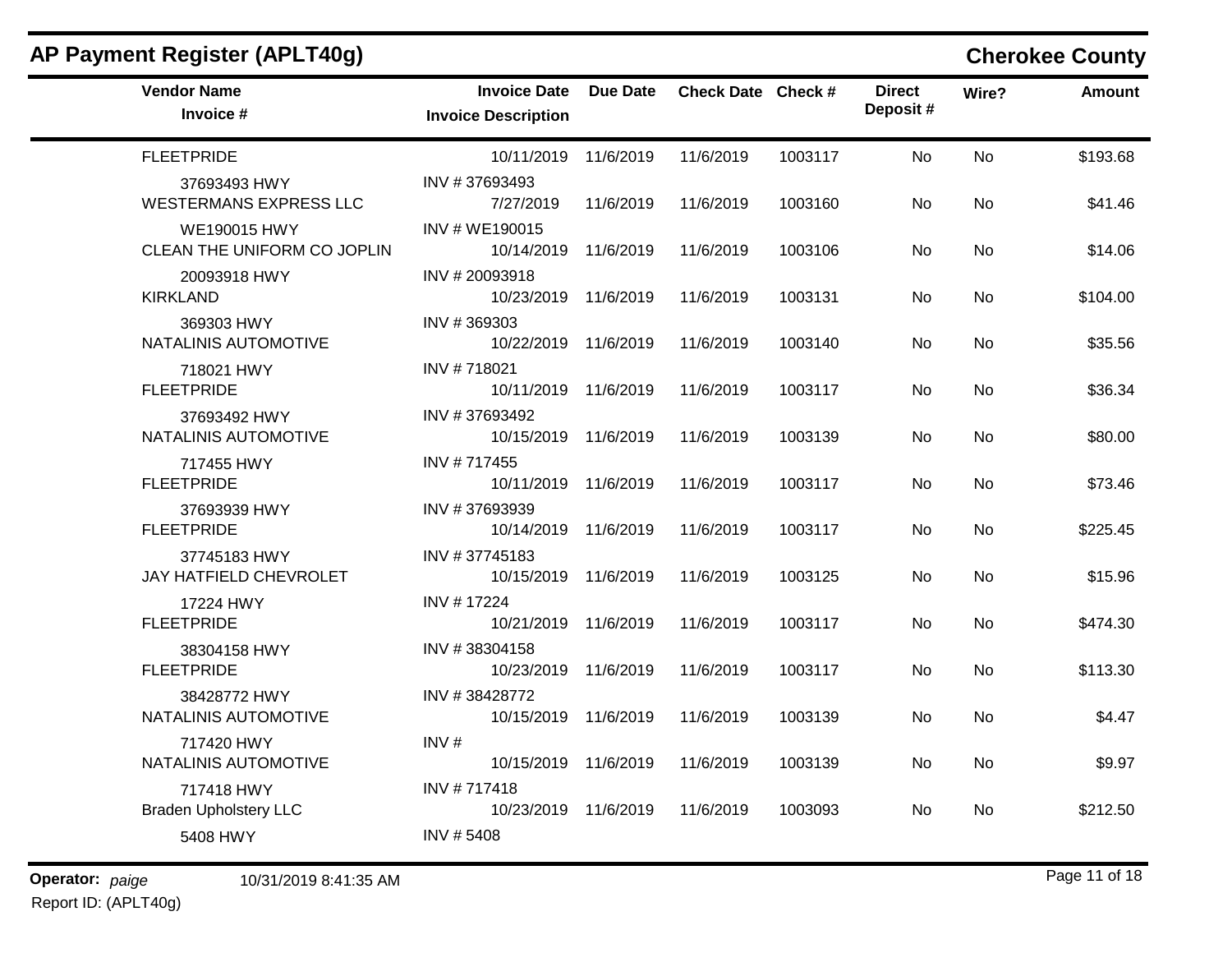## AP Payment Register (APLT40g)

## Cherokee County

| Vendor Name / Invoice # | Invoice Date / Invoice Description | Due Date | Check Date | Check # | Direct Deposit # | Wire? | Amount |
|---|---|---|---|---|---|---|---|
| FLEETPRIDE | 10/11/2019 | 11/6/2019 | 11/6/2019 | 1003117 | No | No | $193.68 |
| 37693493 HWY | INV # 37693493 | | | | | | |
| WESTERMANS EXPRESS LLC | 7/27/2019 | 11/6/2019 | 11/6/2019 | 1003160 | No | No | $41.46 |
| WE190015 HWY | INV # WE190015 | | | | | | |
| CLEAN THE UNIFORM CO JOPLIN | 10/14/2019 | 11/6/2019 | 11/6/2019 | 1003106 | No | No | $14.06 |
| 20093918 HWY | INV # 20093918 | | | | | | |
| KIRKLAND | 10/23/2019 | 11/6/2019 | 11/6/2019 | 1003131 | No | No | $104.00 |
| 369303 HWY | INV # 369303 | | | | | | |
| NATALINIS AUTOMOTIVE | 10/22/2019 | 11/6/2019 | 11/6/2019 | 1003140 | No | No | $35.56 |
| 718021 HWY | INV # 718021 | | | | | | |
| FLEETPRIDE | 10/11/2019 | 11/6/2019 | 11/6/2019 | 1003117 | No | No | $36.34 |
| 37693492 HWY | INV # 37693492 | | | | | | |
| NATALINIS AUTOMOTIVE | 10/15/2019 | 11/6/2019 | 11/6/2019 | 1003139 | No | No | $80.00 |
| 717455 HWY | INV # 717455 | | | | | | |
| FLEETPRIDE | 10/11/2019 | 11/6/2019 | 11/6/2019 | 1003117 | No | No | $73.46 |
| 37693939 HWY | INV # 37693939 | | | | | | |
| FLEETPRIDE | 10/14/2019 | 11/6/2019 | 11/6/2019 | 1003117 | No | No | $225.45 |
| 37745183 HWY | INV # 37745183 | | | | | | |
| JAY HATFIELD CHEVROLET | 10/15/2019 | 11/6/2019 | 11/6/2019 | 1003125 | No | No | $15.96 |
| 17224 HWY | INV # 17224 | | | | | | |
| FLEETPRIDE | 10/21/2019 | 11/6/2019 | 11/6/2019 | 1003117 | No | No | $474.30 |
| 38304158 HWY | INV # 38304158 | | | | | | |
| FLEETPRIDE | 10/23/2019 | 11/6/2019 | 11/6/2019 | 1003117 | No | No | $113.30 |
| 38428772 HWY | INV # 38428772 | | | | | | |
| NATALINIS AUTOMOTIVE | 10/15/2019 | 11/6/2019 | 11/6/2019 | 1003139 | No | No | $4.47 |
| 717420 HWY | INV # | | | | | | |
| NATALINIS AUTOMOTIVE | 10/15/2019 | 11/6/2019 | 11/6/2019 | 1003139 | No | No | $9.97 |
| 717418 HWY | INV # 717418 | | | | | | |
| Braden Upholstery LLC | 10/23/2019 | 11/6/2019 | 11/6/2019 | 1003093 | No | No | $212.50 |
| 5408 HWY | INV # 5408 | | | | | | |

**Operator:** *paige* 10/31/2019 8:41:35 AM

Report ID: (APLT40g)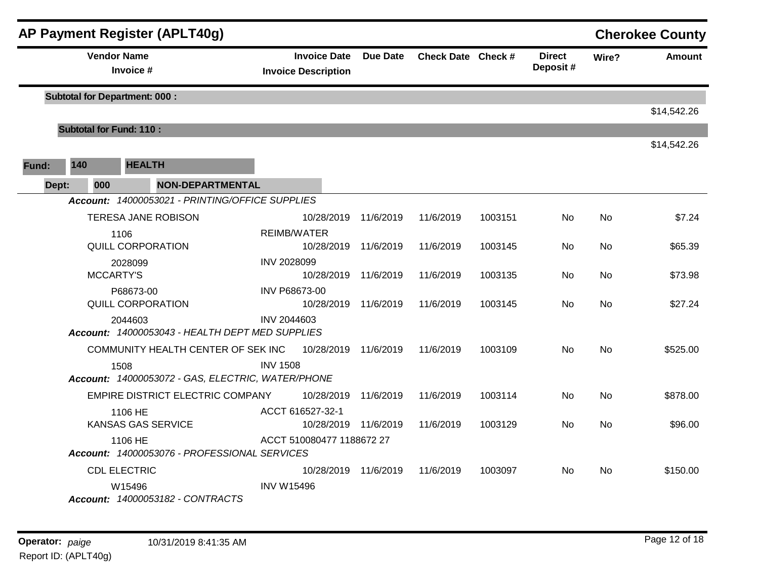## AP Payment Register (APLT40g)

**Cherokee County**

| Vendor Name / Invoice # | Invoice Date / Invoice Description | Due Date | Check Date | Check # | Direct Deposit # | Wire? | Amount |
|---|---|---|---|---|---|---|---|
| **Subtotal for Department: 000 :** | | | | | | | $14,542.26 |
| **Subtotal for Fund: 110 :** | | | | | | | $14,542.26 |

**Fund:** 140 **HEALTH**

**Dept:** 000 **NON-DEPARTMENTAL**

***Account:*** *14000053021 - PRINTING/OFFICE SUPPLIES*

| Vendor Name / Invoice # | Invoice Date / Invoice Description | Due Date | Check Date | Check # | Direct Deposit # | Wire? | Amount |
|---|---|---|---|---|---|---|---|
| TERESA JANE ROBISON | 10/28/2019 | 11/6/2019 | 11/6/2019 | 1003151 | No | No | $7.24 |
| 1106 | REIMB/WATER | | | | | | |
| QUILL CORPORATION | 10/28/2019 | 11/6/2019 | 11/6/2019 | 1003145 | No | No | $65.39 |
| 2028099 | INV 2028099 | | | | | | |
| MCCARTY'S | 10/28/2019 | 11/6/2019 | 11/6/2019 | 1003135 | No | No | $73.98 |
| P68673-00 | INV P68673-00 | | | | | | |
| QUILL CORPORATION | 10/28/2019 | 11/6/2019 | 11/6/2019 | 1003145 | No | No | $27.24 |
| 2044603 | INV 2044603 | | | | | | |

***Account:*** *14000053043 - HEALTH DEPT MED SUPPLIES*

| Vendor Name / Invoice # | Invoice Date / Invoice Description | Due Date | Check Date | Check # | Direct Deposit # | Wire? | Amount |
|---|---|---|---|---|---|---|---|
| COMMUNITY HEALTH CENTER OF SEK INC | 10/28/2019 | 11/6/2019 | 11/6/2019 | 1003109 | No | No | $525.00 |
| 1508 | INV 1508 | | | | | | |

***Account:*** *14000053072 - GAS, ELECTRIC, WATER/PHONE*

| Vendor Name / Invoice # | Invoice Date / Invoice Description | Due Date | Check Date | Check # | Direct Deposit # | Wire? | Amount |
|---|---|---|---|---|---|---|---|
| EMPIRE DISTRICT ELECTRIC COMPANY | 10/28/2019 | 11/6/2019 | 11/6/2019 | 1003114 | No | No | $878.00 |
| 1106 HE | ACCT 616527-32-1 | | | | | | |
| KANSAS GAS SERVICE | 10/28/2019 | 11/6/2019 | 11/6/2019 | 1003129 | No | No | $96.00 |
| 1106 HE | ACCT 510080477 1188672 27 | | | | | | |

***Account:*** *14000053076 - PROFESSIONAL SERVICES*

| Vendor Name / Invoice # | Invoice Date / Invoice Description | Due Date | Check Date | Check # | Direct Deposit # | Wire? | Amount |
|---|---|---|---|---|---|---|---|
| CDL ELECTRIC | 10/28/2019 | 11/6/2019 | 11/6/2019 | 1003097 | No | No | $150.00 |
| W15496 | INV W15496 | | | | | | |

***Account:*** *14000053182 - CONTRACTS*

**Operator:** *paige* 10/31/2019 8:41:35 AM

Report ID: (APLT40g)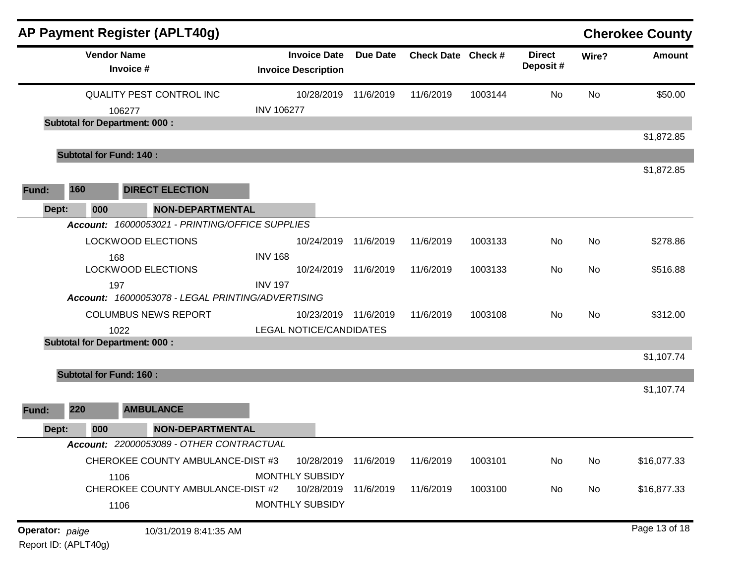## AP Payment Register (APLT40g) — Cherokee County

| Vendor Name / Invoice # | Invoice Date / Invoice Description | Due Date | Check Date | Check # | Direct Deposit # | Wire? | Amount |
|---|---|---|---|---|---|---|---|
| QUALITY PEST CONTROL INC | 10/28/2019 | 11/6/2019 | 11/6/2019 | 1003144 | No | No | $50.00 |
| 106277 | INV 106277 | | | | | | |
| **Subtotal for Department: 000 :** | | | | | | | $1,872.85 |
| **Subtotal for Fund: 140 :** | | | | | | | $1,872.85 |

**Fund: 160 DIRECT ELECTION**

**Dept: 000 NON-DEPARTMENTAL**

***Account:*** *16000053021 - PRINTING/OFFICE SUPPLIES*

| Vendor Name / Invoice # | Invoice Date / Invoice Description | Due Date | Check Date | Check # | Direct Deposit # | Wire? | Amount |
|---|---|---|---|---|---|---|---|
| LOCKWOOD ELECTIONS | 10/24/2019 | 11/6/2019 | 11/6/2019 | 1003133 | No | No | $278.86 |
| 168 | INV 168 | | | | | | |
| LOCKWOOD ELECTIONS | 10/24/2019 | 11/6/2019 | 11/6/2019 | 1003133 | No | No | $516.88 |
| 197 | INV 197 | | | | | | |

***Account:*** *16000053078 - LEGAL PRINTING/ADVERTISING*

| Vendor Name / Invoice # | Invoice Date / Invoice Description | Due Date | Check Date | Check # | Direct Deposit # | Wire? | Amount |
|---|---|---|---|---|---|---|---|
| COLUMBUS NEWS REPORT | 10/23/2019 | 11/6/2019 | 11/6/2019 | 1003108 | No | No | $312.00 |
| 1022 | LEGAL NOTICE/CANDIDATES | | | | | | |
| **Subtotal for Department: 000 :** | | | | | | | $1,107.74 |
| **Subtotal for Fund: 160 :** | | | | | | | $1,107.74 |

**Fund: 220 AMBULANCE**

**Dept: 000 NON-DEPARTMENTAL**

***Account:*** *22000053089 - OTHER CONTRACTUAL*

| Vendor Name / Invoice # | Invoice Date / Invoice Description | Due Date | Check Date | Check # | Direct Deposit # | Wire? | Amount |
|---|---|---|---|---|---|---|---|
| CHEROKEE COUNTY AMBULANCE-DIST #3 | 10/28/2019 | 11/6/2019 | 11/6/2019 | 1003101 | No | No | $16,077.33 |
| 1106 | MONTHLY SUBSIDY | | | | | | |
| CHEROKEE COUNTY AMBULANCE-DIST #2 | 10/28/2019 | 11/6/2019 | 11/6/2019 | 1003100 | No | No | $16,877.33 |
| 1106 | MONTHLY SUBSIDY | | | | | | |

**Operator:** *paige* 10/31/2019 8:41:35 AM

Report ID: (APLT40g)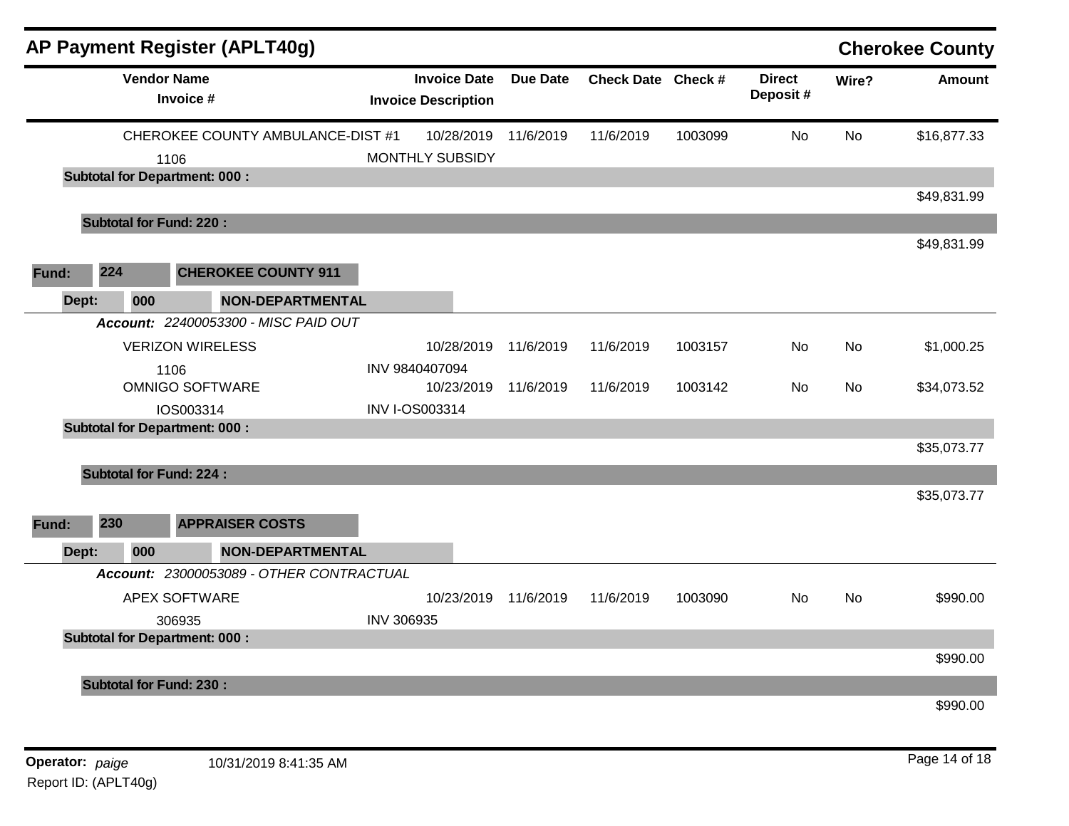# AP Payment Register (APLT40g)

**Cherokee County**

| Vendor Name / Invoice # | Invoice Date / Invoice Description | Due Date | Check Date | Check # | Direct Deposit # | Wire? | Amount |
|---|---|---|---|---|---|---|---|
| CHEROKEE COUNTY AMBULANCE-DIST #1 | 10/28/2019 | 11/6/2019 | 11/6/2019 | 1003099 | No | No | $16,877.33 |
| 1106 | MONTHLY SUBSIDY | | | | | | |
| **Subtotal for Department: 000 :** | | | | | | | $49,831.99 |
| **Subtotal for Fund: 220 :** | | | | | | | $49,831.99 |

**Fund: 224 CHEROKEE COUNTY 911**

**Dept: 000 NON-DEPARTMENTAL**

***Account:*** *22400053300 - MISC PAID OUT*

| Vendor Name / Invoice # | Invoice Date / Invoice Description | Due Date | Check Date | Check # | Direct Deposit # | Wire? | Amount |
|---|---|---|---|---|---|---|---|
| VERIZON WIRELESS | 10/28/2019 | 11/6/2019 | 11/6/2019 | 1003157 | No | No | $1,000.25 |
| 1106 | INV 9840407094 | | | | | | |
| OMNIGO SOFTWARE | 10/23/2019 | 11/6/2019 | 11/6/2019 | 1003142 | No | No | $34,073.52 |
| IOS003314 | INV I-OS003314 | | | | | | |
| **Subtotal for Department: 000 :** | | | | | | | $35,073.77 |
| **Subtotal for Fund: 224 :** | | | | | | | $35,073.77 |

**Fund: 230 APPRAISER COSTS**

**Dept: 000 NON-DEPARTMENTAL**

***Account:*** *23000053089 - OTHER CONTRACTUAL*

| Vendor Name / Invoice # | Invoice Date / Invoice Description | Due Date | Check Date | Check # | Direct Deposit # | Wire? | Amount |
|---|---|---|---|---|---|---|---|
| APEX SOFTWARE | 10/23/2019 | 11/6/2019 | 11/6/2019 | 1003090 | No | No | $990.00 |
| 306935 | INV 306935 | | | | | | |
| **Subtotal for Department: 000 :** | | | | | | | $990.00 |
| **Subtotal for Fund: 230 :** | | | | | | | $990.00 |

**Operator:** *paige* 10/31/2019 8:41:35 AM

Report ID: (APLT40g)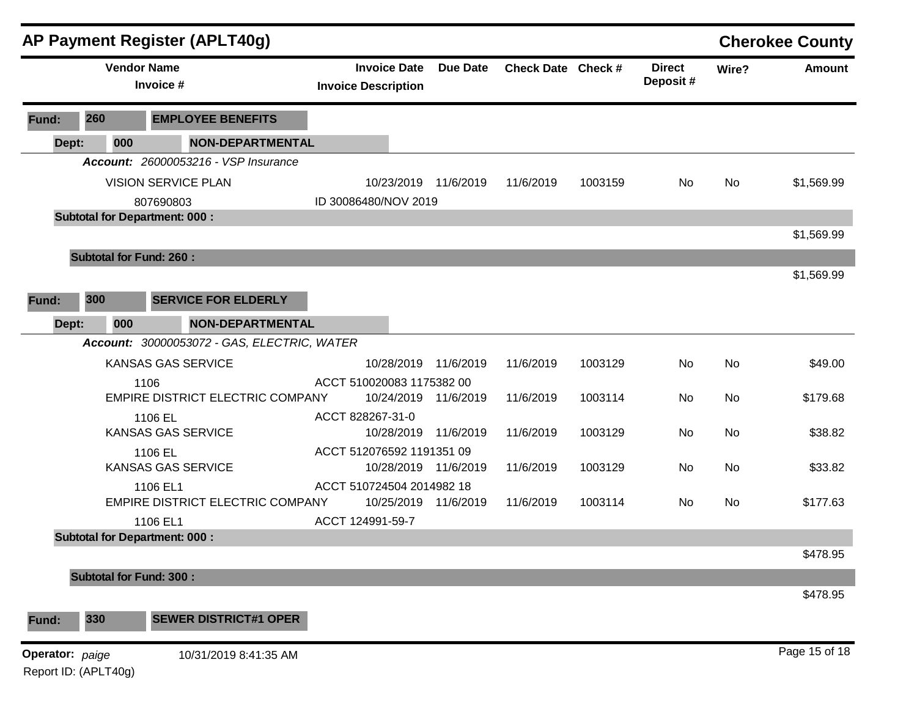## AP Payment Register (APLT40g) — Cherokee County

| Vendor Name / Invoice # | Invoice Date / Invoice Description | Due Date | Check Date | Check # | Direct Deposit # | Wire? | Amount |
|---|---|---|---|---|---|---|---|
| **Fund: 260 EMPLOYEE BENEFITS** | | | | | | | |
| **Dept: 000 NON-DEPARTMENTAL** | | | | | | | |
| ***Account: 26000053216 - VSP Insurance*** | | | | | | | |
| VISION SERVICE PLAN | 10/23/2019 | 11/6/2019 | 11/6/2019 | 1003159 | No | No | $1,569.99 |
| 807690803 | ID 30086480/NOV 2019 | | | | | | |
| **Subtotal for Department: 000 :** | | | | | | | $1,569.99 |
| **Subtotal for Fund: 260 :** | | | | | | | $1,569.99 |
| **Fund: 300 SERVICE FOR ELDERLY** | | | | | | | |
| **Dept: 000 NON-DEPARTMENTAL** | | | | | | | |
| ***Account: 30000053072 - GAS, ELECTRIC, WATER*** | | | | | | | |
| KANSAS GAS SERVICE | 10/28/2019 | 11/6/2019 | 11/6/2019 | 1003129 | No | No | $49.00 |
| 1106 | ACCT 510020083 1175382 00 | | | | | | |
| EMPIRE DISTRICT ELECTRIC COMPANY | 10/24/2019 | 11/6/2019 | 11/6/2019 | 1003114 | No | No | $179.68 |
| 1106 EL | ACCT 828267-31-0 | | | | | | |
| KANSAS GAS SERVICE | 10/28/2019 | 11/6/2019 | 11/6/2019 | 1003129 | No | No | $38.82 |
| 1106 EL | ACCT 512076592 1191351 09 | | | | | | |
| KANSAS GAS SERVICE | 10/28/2019 | 11/6/2019 | 11/6/2019 | 1003129 | No | No | $33.82 |
| 1106 EL1 | ACCT 510724504 2014982 18 | | | | | | |
| EMPIRE DISTRICT ELECTRIC COMPANY | 10/25/2019 | 11/6/2019 | 11/6/2019 | 1003114 | No | No | $177.63 |
| 1106 EL1 | ACCT 124991-59-7 | | | | | | |
| **Subtotal for Department: 000 :** | | | | | | | $478.95 |
| **Subtotal for Fund: 300 :** | | | | | | | $478.95 |
| **Fund: 330 SEWER DISTRICT#1 OPER** | | | | | | | |

**Operator:** *paige* 10/31/2019 8:41:35 AM

Report ID: (APLT40g)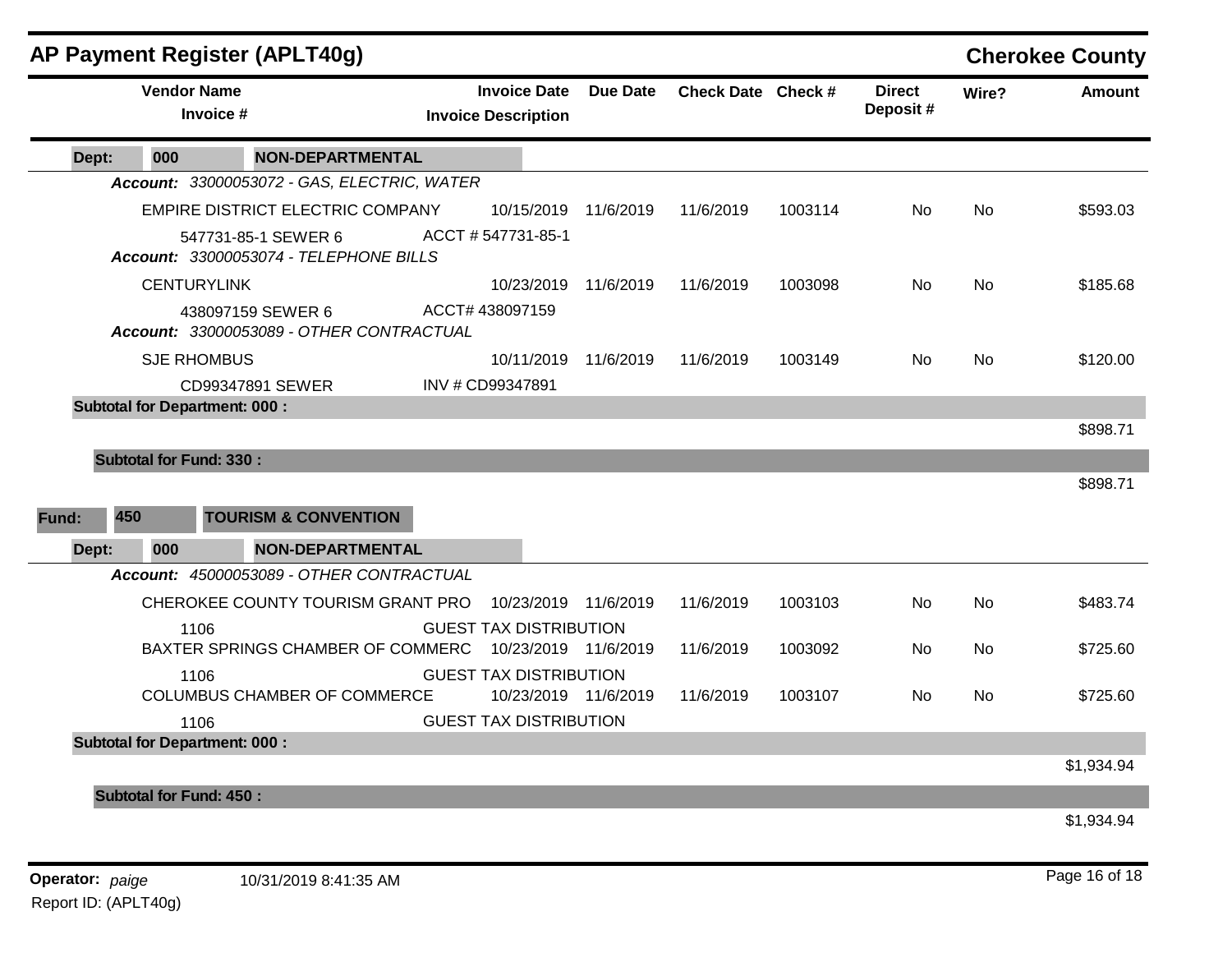## AP Payment Register (APLT40g)

**Cherokee County**

| Vendor Name / Invoice # | Invoice Date / Invoice Description | Due Date | Check Date | Check # | Direct Deposit # | Wire? | Amount |
|---|---|---|---|---|---|---|---|
| **Dept: 000 NON-DEPARTMENTAL** | | | | | | | |
| ***Account: 33000053072 - GAS, ELECTRIC, WATER*** | | | | | | | |
| EMPIRE DISTRICT ELECTRIC COMPANY | 10/15/2019 | 11/6/2019 | 11/6/2019 | 1003114 | No | No | $593.03 |
| 547731-85-1 SEWER 6 | ACCT # 547731-85-1 | | | | | | |
| ***Account: 33000053074 - TELEPHONE BILLS*** | | | | | | | |
| CENTURYLINK | 10/23/2019 | 11/6/2019 | 11/6/2019 | 1003098 | No | No | $185.68 |
| 438097159 SEWER 6 | ACCT# 438097159 | | | | | | |
| ***Account: 33000053089 - OTHER CONTRACTUAL*** | | | | | | | |
| SJE RHOMBUS | 10/11/2019 | 11/6/2019 | 11/6/2019 | 1003149 | No | No | $120.00 |
| CD99347891 SEWER | INV # CD99347891 | | | | | | |
| **Subtotal for Department: 000 :** | | | | | | | $898.71 |
| **Subtotal for Fund: 330 :** | | | | | | | $898.71 |
| **Fund: 450 TOURISM & CONVENTION** | | | | | | | |
| **Dept: 000 NON-DEPARTMENTAL** | | | | | | | |
| ***Account: 45000053089 - OTHER CONTRACTUAL*** | | | | | | | |
| CHEROKEE COUNTY TOURISM GRANT PRO | 10/23/2019 | 11/6/2019 | 11/6/2019 | 1003103 | No | No | $483.74 |
| 1106 | GUEST TAX DISTRIBUTION | | | | | | |
| BAXTER SPRINGS CHAMBER OF COMMERC | 10/23/2019 | 11/6/2019 | 11/6/2019 | 1003092 | No | No | $725.60 |
| 1106 | GUEST TAX DISTRIBUTION | | | | | | |
| COLUMBUS CHAMBER OF COMMERCE | 10/23/2019 | 11/6/2019 | 11/6/2019 | 1003107 | No | No | $725.60 |
| 1106 | GUEST TAX DISTRIBUTION | | | | | | |
| **Subtotal for Department: 000 :** | | | | | | | $1,934.94 |
| **Subtotal for Fund: 450 :** | | | | | | | $1,934.94 |

**Operator:** *paige* 10/31/2019 8:41:35 AM

Report ID: (APLT40g)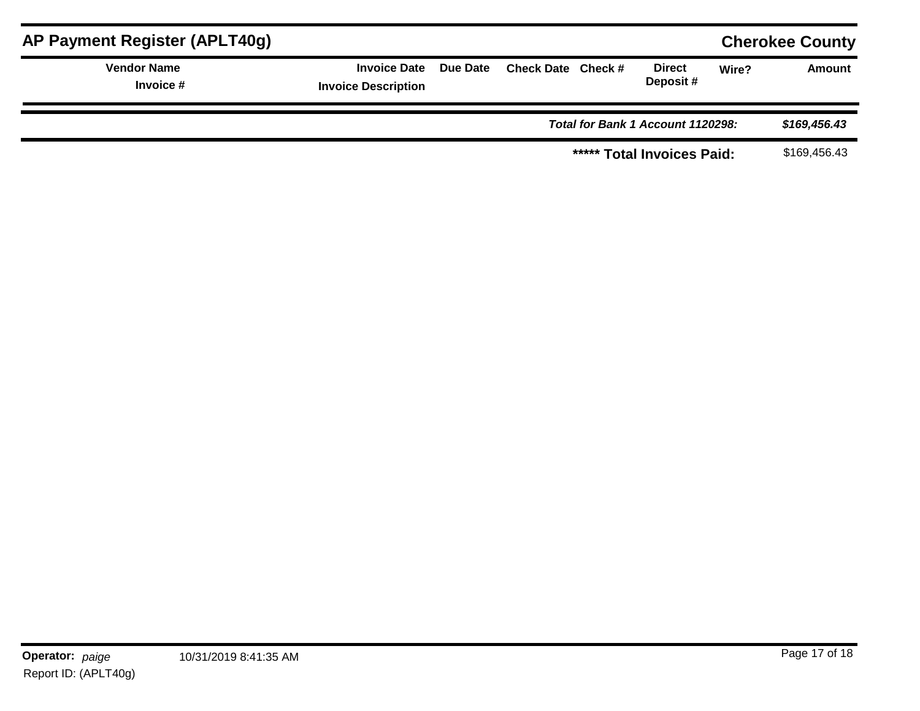# AP Payment Register (APLT40g)

**Cherokee County**

| Vendor Name / Invoice # | Invoice Date / Invoice Description | Due Date | Check Date | Check # | Direct Deposit # | Wire? | Amount |
|---|---|---|---|---|---|---|---|
| | | | | | | ***Total for Bank 1 Account 1120298:*** | ***$169,456.43*** |
| | | | | | | **\*\*\*\*\* Total Invoices Paid:** | $169,456.43 |

**Operator:** *paige* 10/31/2019 8:41:35 AM

Report ID: (APLT40g)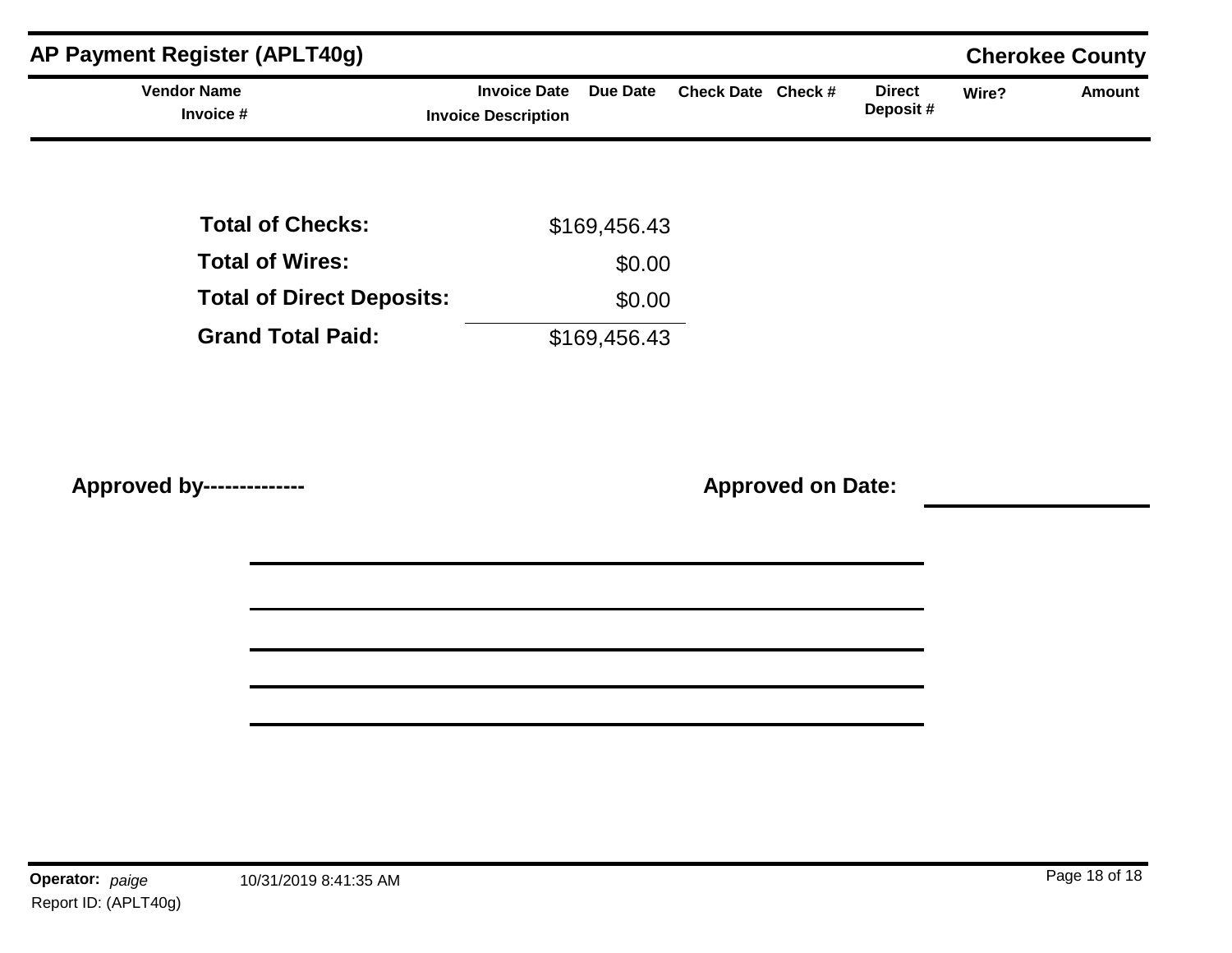# AP Payment Register (APLT40g)

**Cherokee County**

| Vendor Name / Invoice # | Invoice Date / Invoice Description | Due Date | Check Date | Check # | Direct Deposit # | Wire? | Amount |
|---|---|---|---|---|---|---|---|

| | |
|---|---|
| **Total of Checks:** | $169,456.43 |
| **Total of Wires:** | $0.00 |
| **Total of Direct Deposits:** | $0.00 |
| **Grand Total Paid:** | $169,456.43 |

**Approved by--------------**

**Approved on Date:** ____________________

________________________________________

________________________________________

________________________________________

________________________________________

________________________________________

**Operator:** *paige* 10/31/2019 8:41:35 AM

Report ID: (APLT40g)